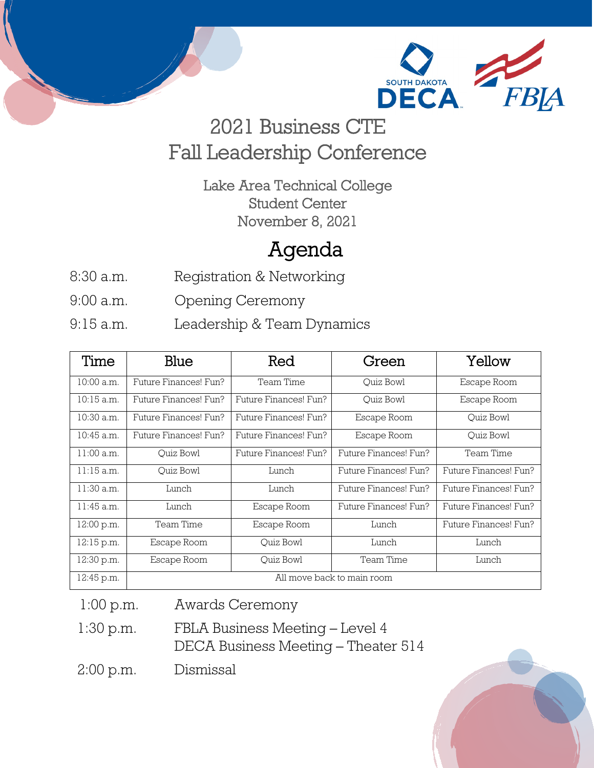# 2021 Business CTE Fall Leadership Conference

Lake Area Technical College
Student Center
November 8, 2021

## Agenda

8:30 a.m. Registration & Networking

9:00 a.m. Opening Ceremony

9:15 a.m. Leadership & Team Dynamics

| Time | Blue | Red | Green | Yellow |
|---|---|---|---|---|
| 10:00 a.m. | Future Finances! Fun? | Team Time | Quiz Bowl | Escape Room |
| 10:15 a.m. | Future Finances! Fun? | Future Finances! Fun? | Quiz Bowl | Escape Room |
| 10:30 a.m. | Future Finances! Fun? | Future Finances! Fun? | Escape Room | Quiz Bowl |
| 10:45 a.m. | Future Finances! Fun? | Future Finances! Fun? | Escape Room | Quiz Bowl |
| 11:00 a.m. | Quiz Bowl | Future Finances! Fun? | Future Finances! Fun? | Team Time |
| 11:15 a.m. | Quiz Bowl | Lunch | Future Finances! Fun? | Future Finances! Fun? |
| 11:30 a.m. | Lunch | Lunch | Future Finances! Fun? | Future Finances! Fun? |
| 11:45 a.m. | Lunch | Escape Room | Future Finances! Fun? | Future Finances! Fun? |
| 12:00 p.m. | Team Time | Escape Room | Lunch | Future Finances! Fun? |
| 12:15 p.m. | Escape Room | Quiz Bowl | Lunch | Lunch |
| 12:30 p.m. | Escape Room | Quiz Bowl | Team Time | Lunch |
| 12:45 p.m. | All move back to main room | | | |

1:00 p.m. Awards Ceremony

1:30 p.m. FBLA Business Meeting – Level 4
DECA Business Meeting – Theater 514

2:00 p.m. Dismissal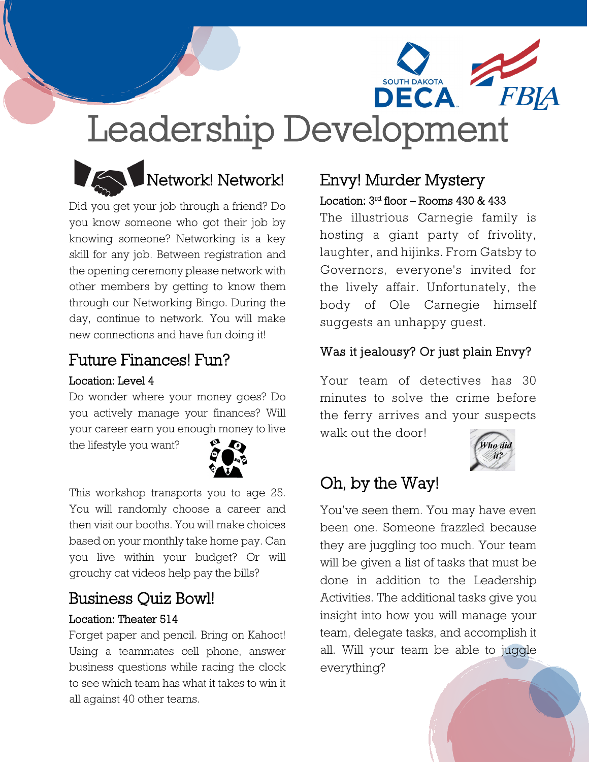# Leadership Development

## Network! Network!

Did you get your job through a friend? Do you know someone who got their job by knowing someone? Networking is a key skill for any job. Between registration and the opening ceremony please network with other members by getting to know them through our Networking Bingo. During the day, continue to network. You will make new connections and have fun doing it!

## Future Finances! Fun?

Location: Level 4

Do wonder where your money goes? Do you actively manage your finances? Will your career earn you enough money to live the lifestyle you want?

This workshop transports you to age 25. You will randomly choose a career and then visit our booths. You will make choices based on your monthly take home pay. Can you live within your budget? Or will grouchy cat videos help pay the bills?

## Business Quiz Bowl!

Location: Theater 514

Forget paper and pencil. Bring on Kahoot! Using a teammates cell phone, answer business questions while racing the clock to see which team has what it takes to win it all against 40 other teams.

## Envy! Murder Mystery

Location: 3rd floor – Rooms 430 & 433

The illustrious Carnegie family is hosting a giant party of frivolity, laughter, and hijinks. From Gatsby to Governors, everyone's invited for the lively affair. Unfortunately, the body of Ole Carnegie himself suggests an unhappy guest.

Was it jealousy? Or just plain Envy?

Your team of detectives has 30 minutes to solve the crime before the ferry arrives and your suspects walk out the door!

## Oh, by the Way!

You've seen them. You may have even been one. Someone frazzled because they are juggling too much. Your team will be given a list of tasks that must be done in addition to the Leadership Activities. The additional tasks give you insight into how you will manage your team, delegate tasks, and accomplish it all. Will your team be able to juggle everything?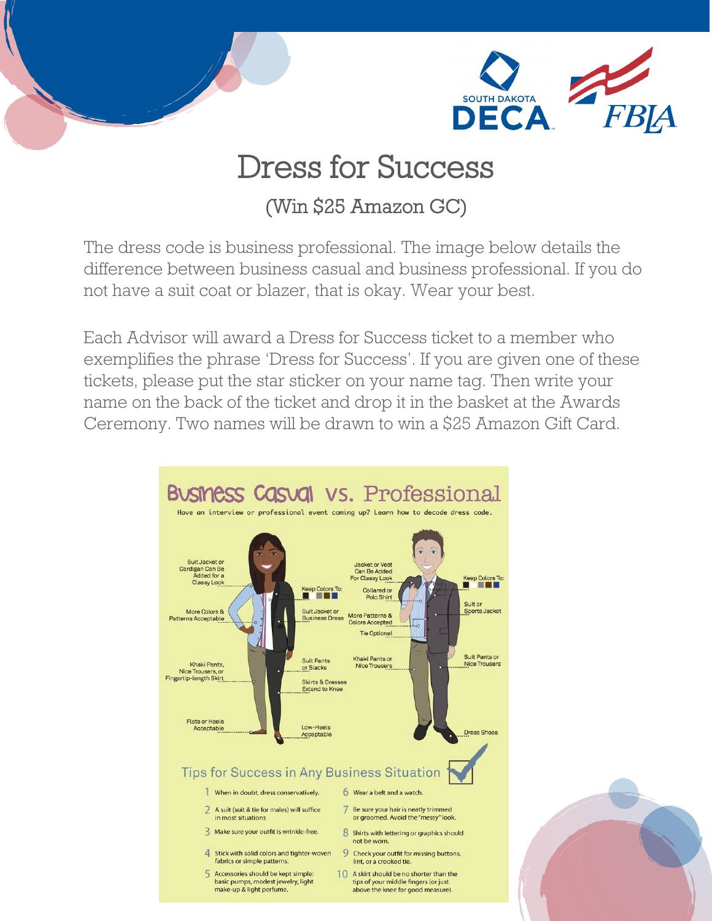# Dress for Success

(Win $25 Amazon GC)

The dress code is business professional. The image below details the difference between business casual and business professional. If you do not have a suit coat or blazer, that is okay. Wear your best.

Each Advisor will award a Dress for Success ticket to a member who exemplifies the phrase 'Dress for Success'. If you are given one of these tickets, please put the star sticker on your name tag. Then write your name on the back of the ticket and drop it in the basket at the Awards Ceremony. Two names will be drawn to win a $25 Amazon Gift Card.

## Business Casual vs. Professional

Have an interview or professional event coming up? Learn how to decode dress code.

- Suit Jacket or Cardigan Can Be Added for a Classy Look
- More Colors & Patterns Acceptable
- Khaki Pants, Nice Trousers, or Fingertip-length Skirt
- Flats or Heels Acceptable
- Keep Colors To:
- Suit Jacket or Business Dress
- Suit Pants or Slacks
- Skirts & Dresses Extend to Knee
- Low-Heels Acceptable
- Jacket or Vest Can Be Added For Classy Look
- Collared or Polo Shirt
- More Patterns & Colors Accepted
- Tie Optional
- Khaki Pants or Nice Trousers
- Keep Colors To:
- Suit or Sports Jacket
- Suit Pants or Nice Trousers
- Dress Shoes

### Tips for Success in Any Business Situation

1. When in doubt, dress conservatively.
2. A suit (suit & tie for males) will suffice in most situations
3. Make sure your outfit is wrinkle-free.
4. Stick with solid colors and tighter-woven fabrics or simple patterns.
5. Accessories should be kept simple: basic pumps, modest jewelry, light make-up & light perfume.
6. Wear a belt and a watch.
7. Be sure your hair is neatly trimmed or groomed. Avoid the "messy" look.
8. Shirts with lettering or graphics should not be worn.
9. Check your outfit for missing buttons, lint, or a crooked tie.
10. A skirt should be no shorter than the tips of your middle fingers (or just above the knee for good measure).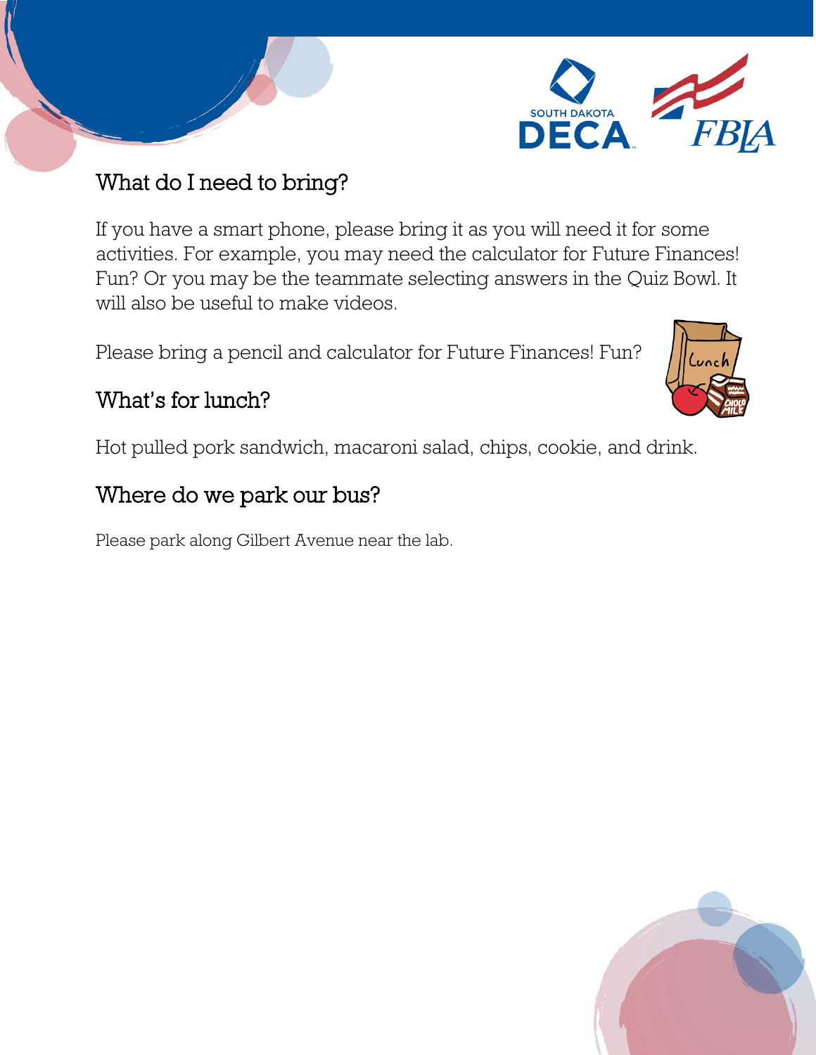## What do I need to bring?

If you have a smart phone, please bring it as you will need it for some activities. For example, you may need the calculator for Future Finances! Fun? Or you may be the teammate selecting answers in the Quiz Bowl. It will also be useful to make videos.

Please bring a pencil and calculator for Future Finances! Fun?

## What's for lunch?

Hot pulled pork sandwich, macaroni salad, chips, cookie, and drink.

## Where do we park our bus?

Please park along Gilbert Avenue near the lab.